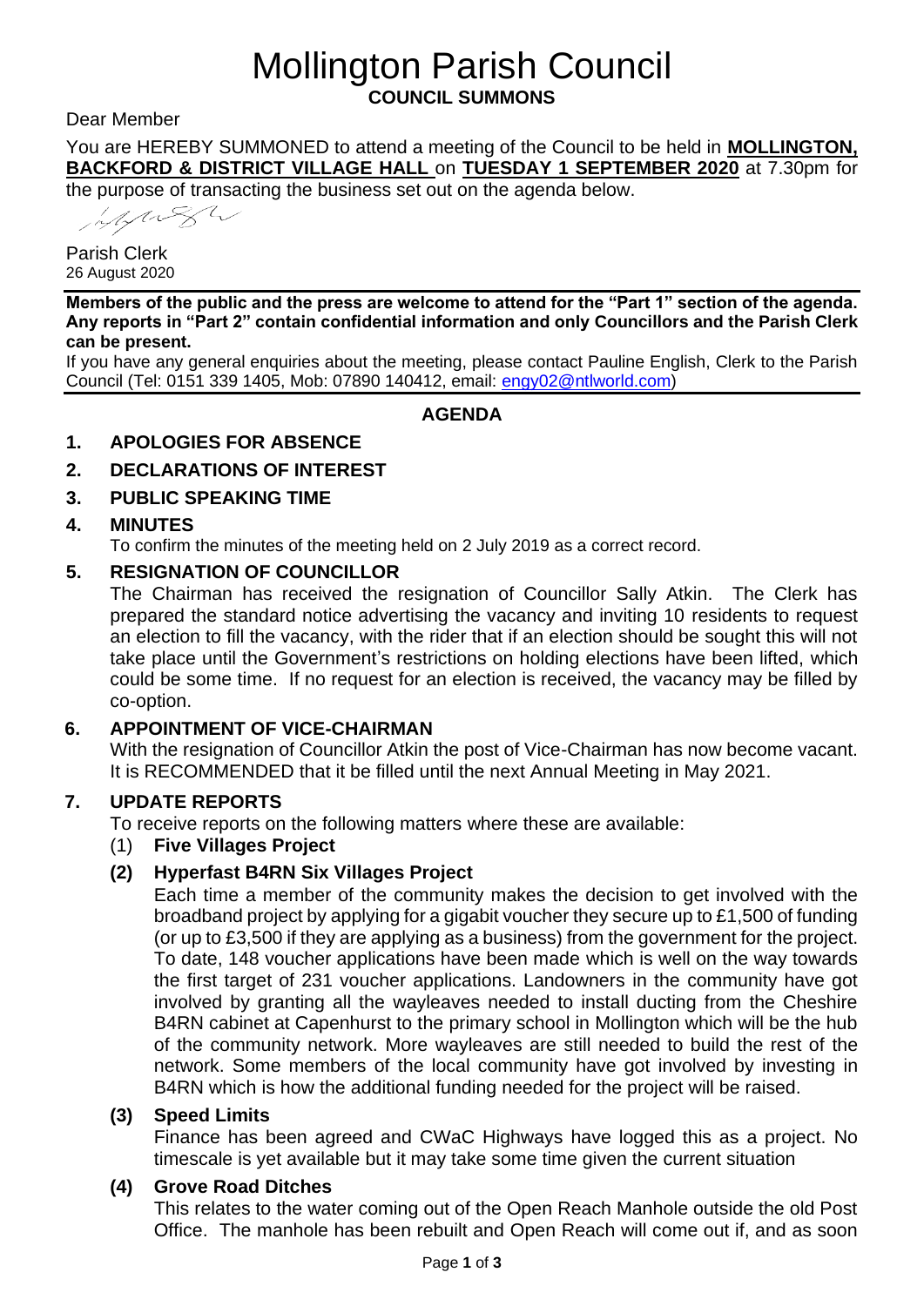# Mollington Parish Council

**COUNCIL SUMMONS**

Dear Member

You are HEREBY SUMMONED to attend a meeting of the Council to be held in **MOLLINGTON, BACKFORD & DISTRICT VILLAGE HALL** on **TUESDAY 1 SEPTEMBER 2020** at 7.30pm for the purpose of transacting the business set out on the agenda below.

Parish Clerk
26 August 2020

---

**Members of the public and the press are welcome to attend for the "Part 1" section of the agenda. Any reports in "Part 2" contain confidential information and only Councillors and the Parish Clerk can be present.**

If you have any general enquiries about the meeting, please contact Pauline English, Clerk to the Parish Council (Tel: 0151 339 1405, Mob: 07890 140412, email: engy02@ntlworld.com)

---

## AGENDA

### 1. APOLOGIES FOR ABSENCE

### 2. DECLARATIONS OF INTEREST

### 3. PUBLIC SPEAKING TIME

### 4. MINUTES

To confirm the minutes of the meeting held on 2 July 2019 as a correct record.

### 5. RESIGNATION OF COUNCILLOR

The Chairman has received the resignation of Councillor Sally Atkin. The Clerk has prepared the standard notice advertising the vacancy and inviting 10 residents to request an election to fill the vacancy, with the rider that if an election should be sought this will not take place until the Government's restrictions on holding elections have been lifted, which could be some time. If no request for an election is received, the vacancy may be filled by co-option.

### 6. APPOINTMENT OF VICE-CHAIRMAN

With the resignation of Councillor Atkin the post of Vice-Chairman has now become vacant. It is RECOMMENDED that it be filled until the next Annual Meeting in May 2021.

### 7. UPDATE REPORTS

To receive reports on the following matters where these are available:

(1) **Five Villages Project**

**(2) Hyperfast B4RN Six Villages Project**

Each time a member of the community makes the decision to get involved with the broadband project by applying for a gigabit voucher they secure up to £1,500 of funding (or up to £3,500 if they are applying as a business) from the government for the project. To date, 148 voucher applications have been made which is well on the way towards the first target of 231 voucher applications. Landowners in the community have got involved by granting all the wayleaves needed to install ducting from the Cheshire B4RN cabinet at Capenhurst to the primary school in Mollington which will be the hub of the community network. More wayleaves are still needed to build the rest of the network. Some members of the local community have got involved by investing in B4RN which is how the additional funding needed for the project will be raised.

**(3) Speed Limits**

Finance has been agreed and CWaC Highways have logged this as a project. No timescale is yet available but it may take some time given the current situation

**(4) Grove Road Ditches**

This relates to the water coming out of the Open Reach Manhole outside the old Post Office. The manhole has been rebuilt and Open Reach will come out if, and as soon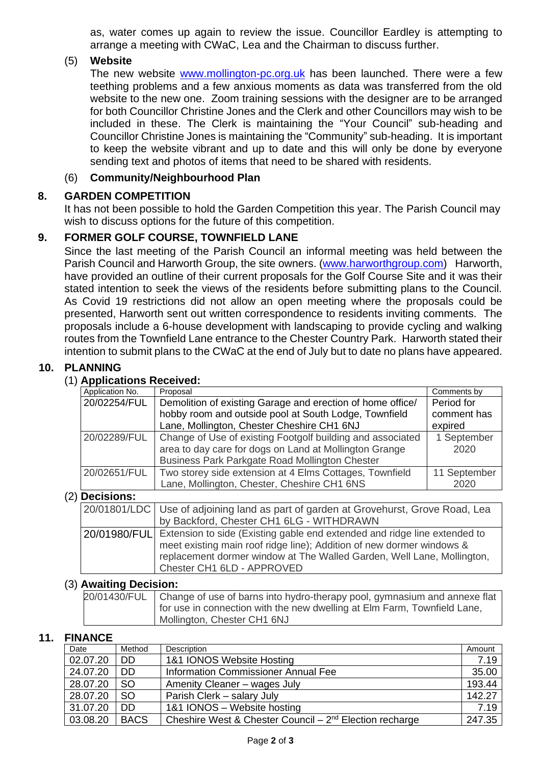as, water comes up again to review the issue. Councillor Eardley is attempting to arrange a meeting with CWaC, Lea and the Chairman to discuss further.

(5) **Website**

The new website [www.mollington-pc.org.uk](http://www.mollington-pc.org.uk) has been launched. There were a few teething problems and a few anxious moments as data was transferred from the old website to the new one. Zoom training sessions with the designer are to be arranged for both Councillor Christine Jones and the Clerk and other Councillors may wish to be included in these. The Clerk is maintaining the "Your Council" sub-heading and Councillor Christine Jones is maintaining the "Community" sub-heading. It is important to keep the website vibrant and up to date and this will only be done by everyone sending text and photos of items that need to be shared with residents.

(6) **Community/Neighbourhood Plan**

## 8. GARDEN COMPETITION

It has not been possible to hold the Garden Competition this year. The Parish Council may wish to discuss options for the future of this competition.

## 9. FORMER GOLF COURSE, TOWNFIELD LANE

Since the last meeting of the Parish Council an informal meeting was held between the Parish Council and Harworth Group, the site owners. ([www.harworthgroup.com](http://www.harworthgroup.com)) Harworth, have provided an outline of their current proposals for the Golf Course Site and it was their stated intention to seek the views of the residents before submitting plans to the Council. As Covid 19 restrictions did not allow an open meeting where the proposals could be presented, Harworth sent out written correspondence to residents inviting comments. The proposals include a 6-house development with landscaping to provide cycling and walking routes from the Townfield Lane entrance to the Chester Country Park. Harworth stated their intention to submit plans to the CWaC at the end of July but to date no plans have appeared.

## 10. PLANNING

(1) **Applications Received:**

| Application No. | Proposal | Comments by |
|---|---|---|
| 20/02254/FUL | Demolition of existing Garage and erection of home office/ hobby room and outside pool at South Lodge, Townfield Lane, Mollington, Chester Cheshire CH1 6NJ | Period for comment has expired |
| 20/02289/FUL | Change of Use of existing Footgolf building and associated area to day care for dogs on Land at Mollington Grange Business Park Parkgate Road Mollington Chester | 1 September 2020 |
| 20/02651/FUL | Two storey side extension at 4 Elms Cottages, Townfield Lane, Mollington, Chester, Cheshire CH1 6NS | 11 September 2020 |

(2) **Decisions:**

| | |
|---|---|
| 20/01801/LDC | Use of adjoining land as part of garden at Grovehurst, Grove Road, Lea by Backford, Chester CH1 6LG - WITHDRAWN |
| 20/01980/FUL | Extension to side (Existing gable end extended and ridge line extended to meet existing main roof ridge line); Addition of new dormer windows & replacement dormer window at The Walled Garden, Well Lane, Mollington, Chester CH1 6LD - APPROVED |

(3) **Awaiting Decision:**

| | |
|---|---|
| 20/01430/FUL | Change of use of barns into hydro-therapy pool, gymnasium and annexe flat for use in connection with the new dwelling at Elm Farm, Townfield Lane, Mollington, Chester CH1 6NJ |

## 11. FINANCE

| Date | Method | Description | Amount |
|---|---|---|---|
| 02.07.20 | DD | 1&1 IONOS Website Hosting | 7.19 |
| 24.07.20 | DD | Information Commissioner Annual Fee | 35.00 |
| 28.07.20 | SO | Amenity Cleaner – wages July | 193.44 |
| 28.07.20 | SO | Parish Clerk – salary July | 142.27 |
| 31.07.20 | DD | 1&1 IONOS – Website hosting | 7.19 |
| 03.08.20 | BACS | Cheshire West & Chester Council – 2nd Election recharge | 247.35 |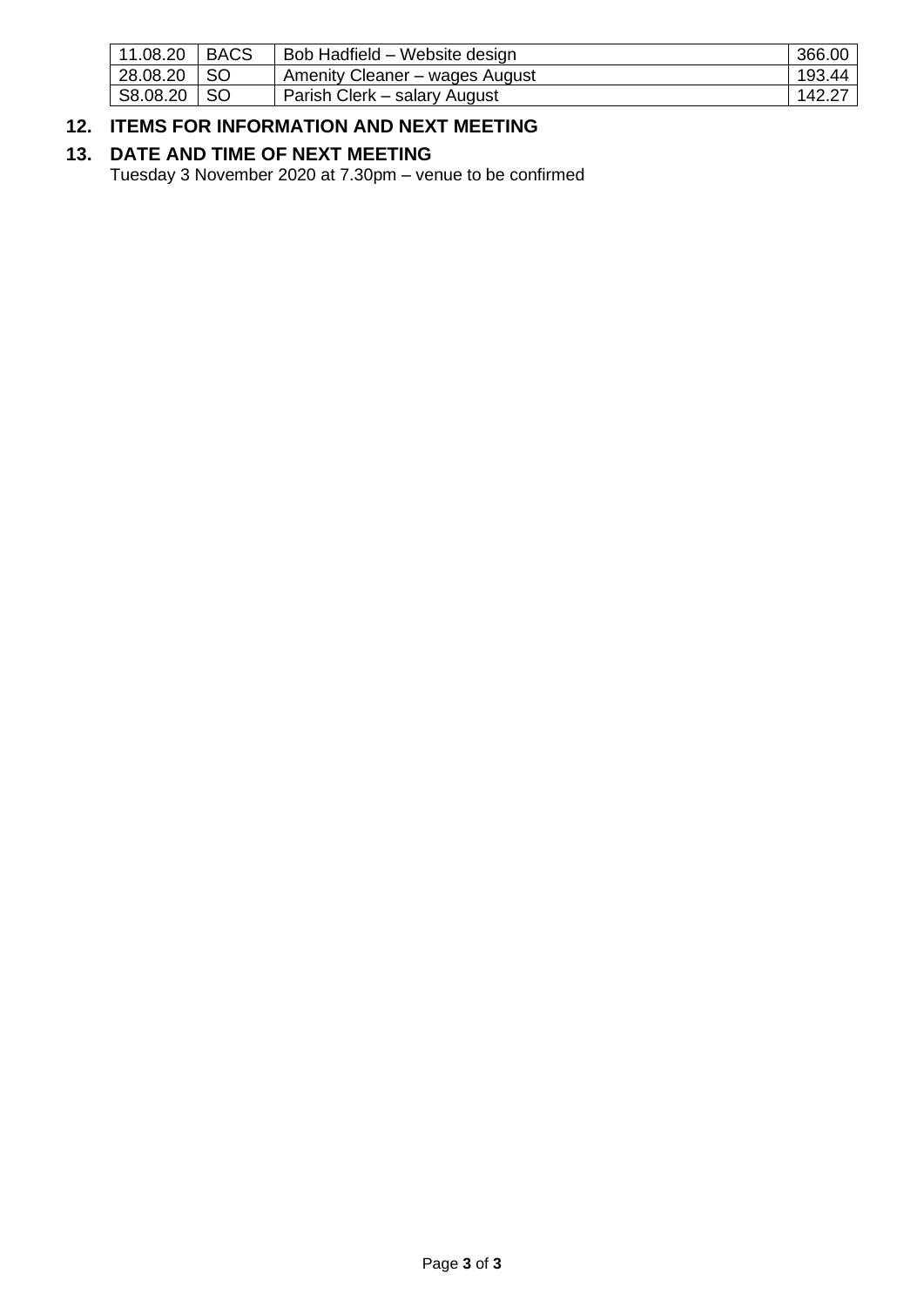| | | | |
|---|---|---|---|
| 11.08.20 | BACS | Bob Hadfield – Website design | 366.00 |
| 28.08.20 | SO | Amenity Cleaner – wages August | 193.44 |
| S8.08.20 | SO | Parish Clerk – salary August | 142.27 |

## 12. ITEMS FOR INFORMATION AND NEXT MEETING

## 13. DATE AND TIME OF NEXT MEETING

Tuesday 3 November 2020 at 7.30pm – venue to be confirmed